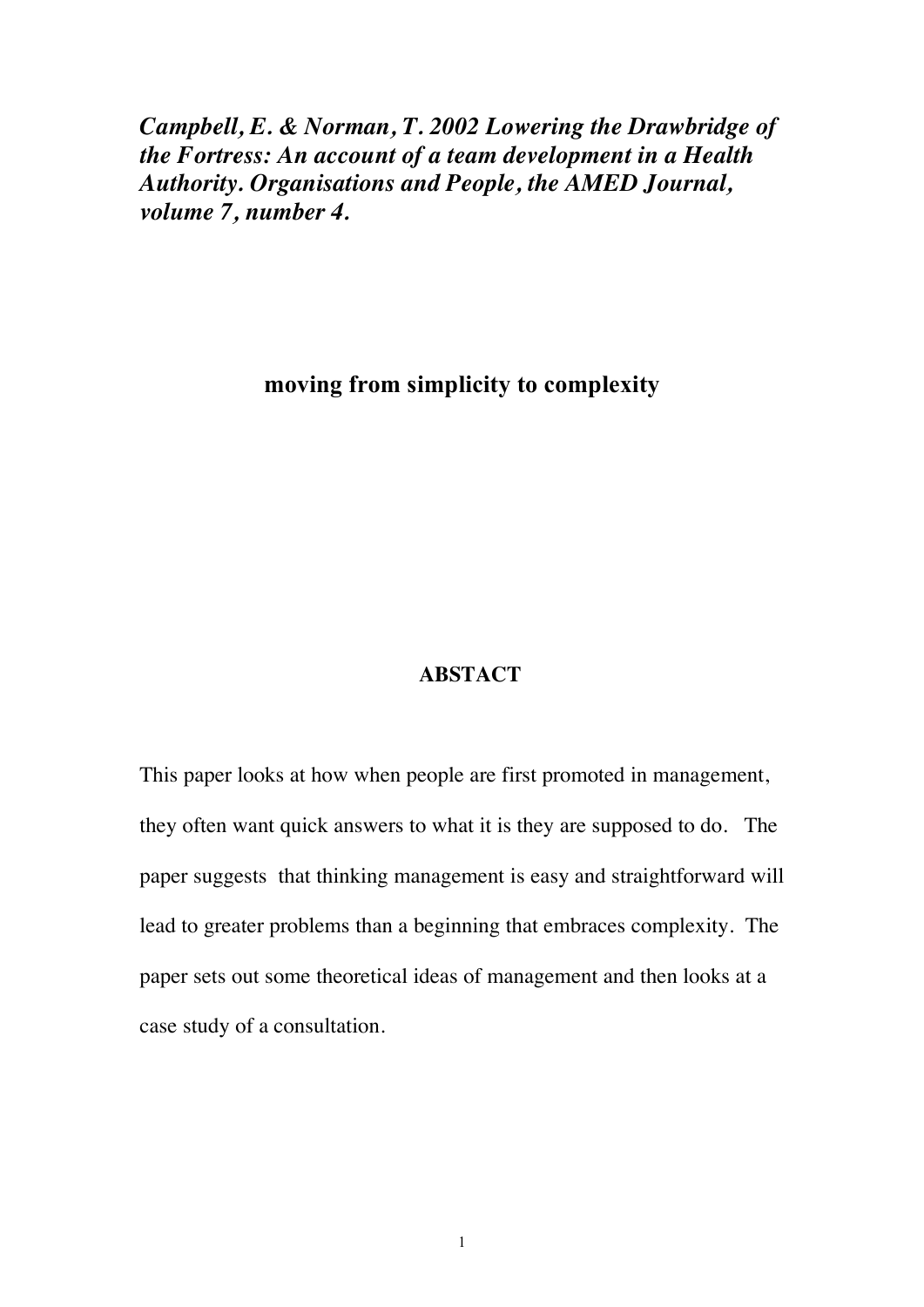***Campbell, E. & Norman, T. 2002 Lowering the Drawbridge of the Fortress: An account of a team development in a Health Authority. Organisations and People, the AMED Journal, volume 7, number 4.***

# moving from simplicity to complexity

## ABSTACT

This paper looks at how when people are first promoted in management, they often want quick answers to what it is they are supposed to do. The paper suggests that thinking management is easy and straightforward will lead to greater problems than a beginning that embraces complexity. The paper sets out some theoretical ideas of management and then looks at a case study of a consultation.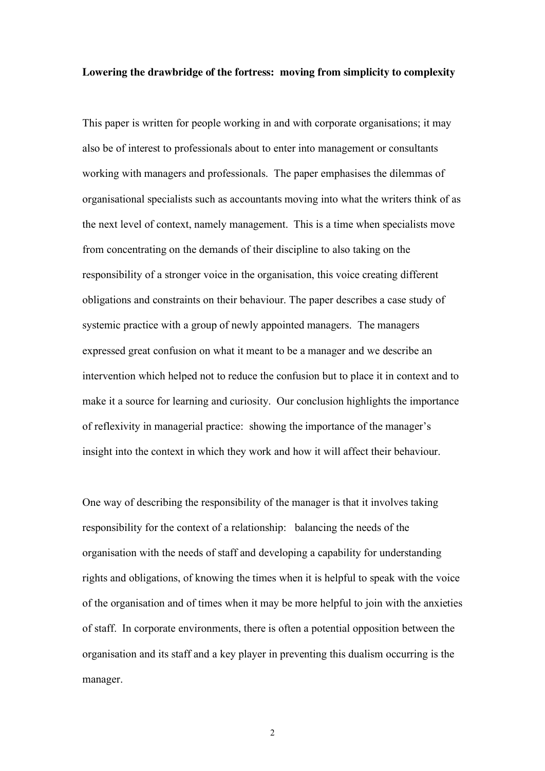**Lowering the drawbridge of the fortress: moving from simplicity to complexity**

This paper is written for people working in and with corporate organisations; it may also be of interest to professionals about to enter into management or consultants working with managers and professionals. The paper emphasises the dilemmas of organisational specialists such as accountants moving into what the writers think of as the next level of context, namely management. This is a time when specialists move from concentrating on the demands of their discipline to also taking on the responsibility of a stronger voice in the organisation, this voice creating different obligations and constraints on their behaviour. The paper describes a case study of systemic practice with a group of newly appointed managers. The managers expressed great confusion on what it meant to be a manager and we describe an intervention which helped not to reduce the confusion but to place it in context and to make it a source for learning and curiosity. Our conclusion highlights the importance of reflexivity in managerial practice: showing the importance of the manager's insight into the context in which they work and how it will affect their behaviour.

One way of describing the responsibility of the manager is that it involves taking responsibility for the context of a relationship: balancing the needs of the organisation with the needs of staff and developing a capability for understanding rights and obligations, of knowing the times when it is helpful to speak with the voice of the organisation and of times when it may be more helpful to join with the anxieties of staff. In corporate environments, there is often a potential opposition between the organisation and its staff and a key player in preventing this dualism occurring is the manager.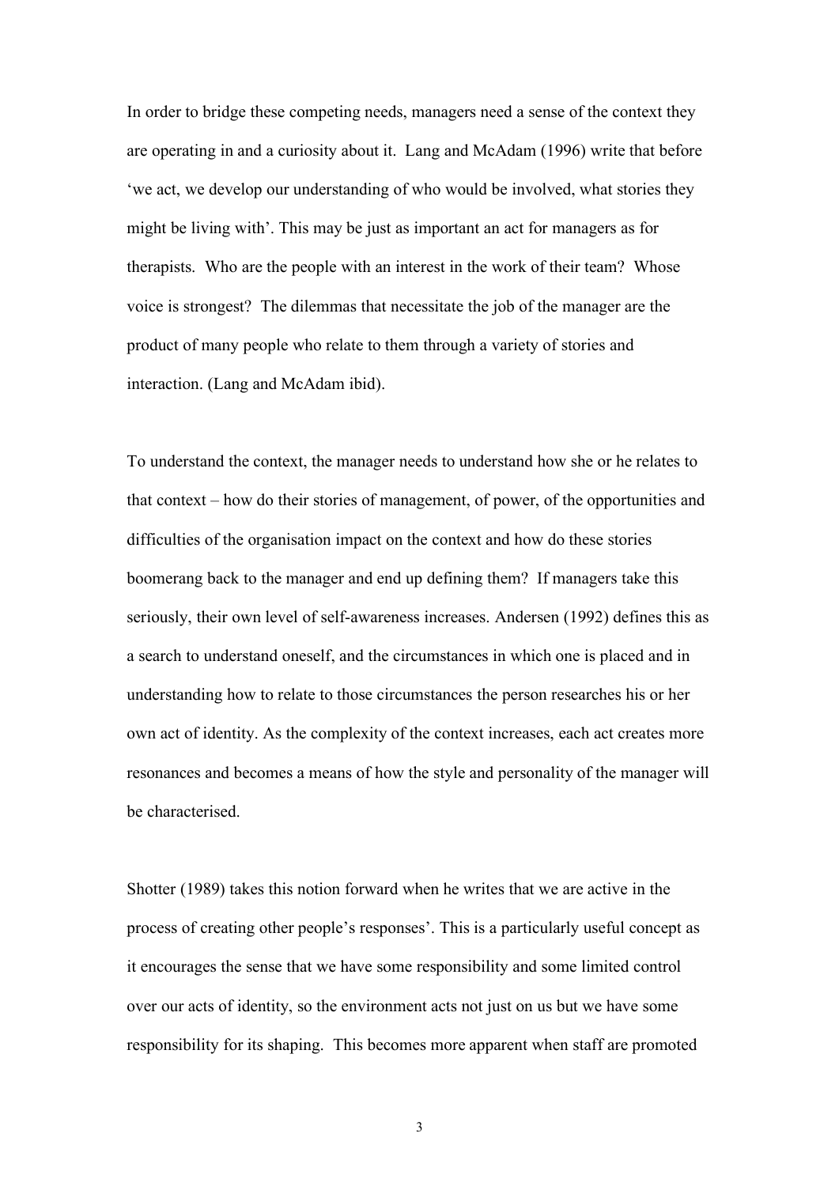In order to bridge these competing needs, managers need a sense of the context they are operating in and a curiosity about it. Lang and McAdam (1996) write that before 'we act, we develop our understanding of who would be involved, what stories they might be living with'. This may be just as important an act for managers as for therapists. Who are the people with an interest in the work of their team? Whose voice is strongest? The dilemmas that necessitate the job of the manager are the product of many people who relate to them through a variety of stories and interaction. (Lang and McAdam ibid).

To understand the context, the manager needs to understand how she or he relates to that context – how do their stories of management, of power, of the opportunities and difficulties of the organisation impact on the context and how do these stories boomerang back to the manager and end up defining them? If managers take this seriously, their own level of self-awareness increases. Andersen (1992) defines this as a search to understand oneself, and the circumstances in which one is placed and in understanding how to relate to those circumstances the person researches his or her own act of identity. As the complexity of the context increases, each act creates more resonances and becomes a means of how the style and personality of the manager will be characterised.

Shotter (1989) takes this notion forward when he writes that we are active in the process of creating other people's responses'. This is a particularly useful concept as it encourages the sense that we have some responsibility and some limited control over our acts of identity, so the environment acts not just on us but we have some responsibility for its shaping. This becomes more apparent when staff are promoted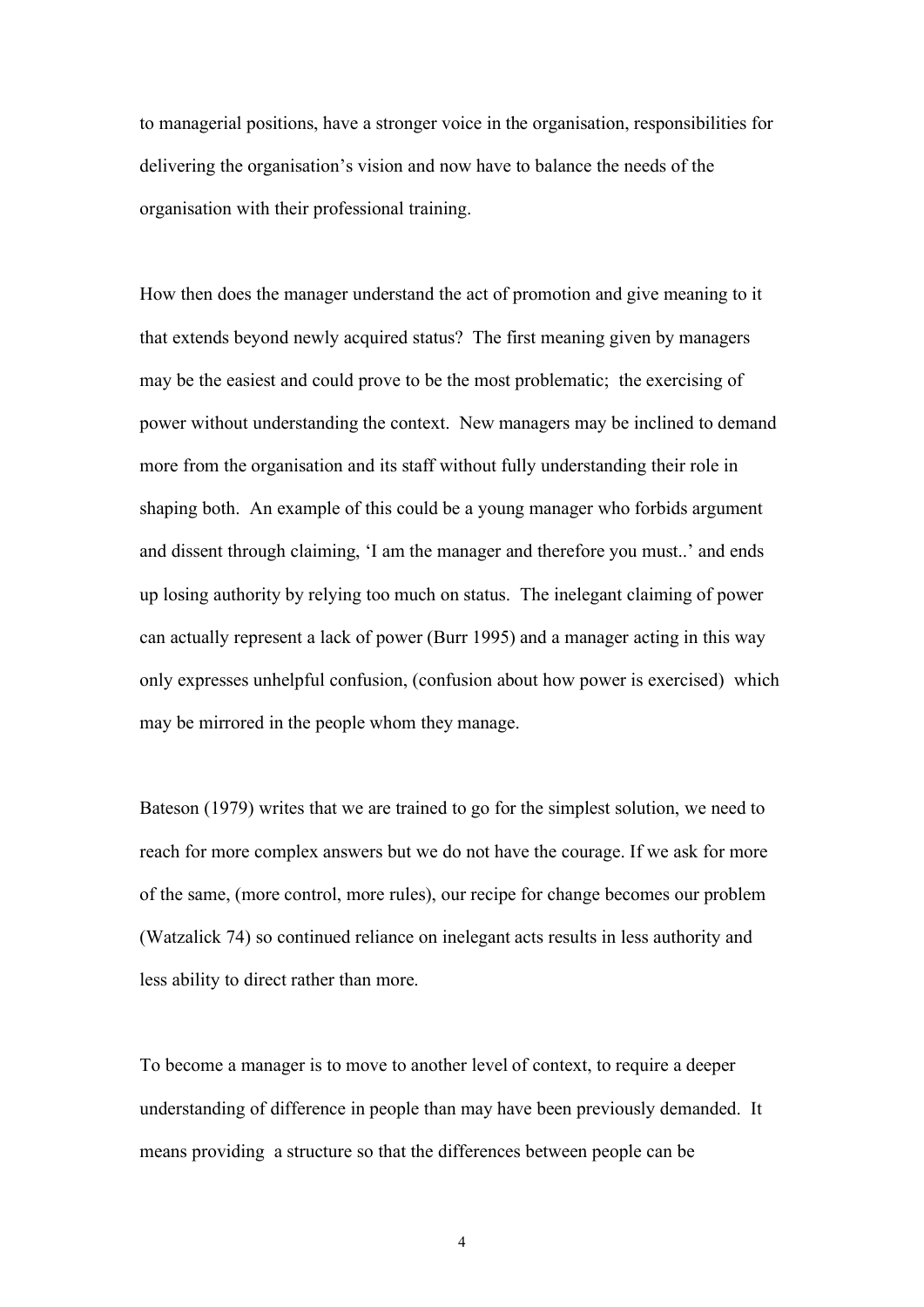to managerial positions, have a stronger voice in the organisation, responsibilities for delivering the organisation's vision and now have to balance the needs of the organisation with their professional training.

How then does the manager understand the act of promotion and give meaning to it that extends beyond newly acquired status? The first meaning given by managers may be the easiest and could prove to be the most problematic; the exercising of power without understanding the context. New managers may be inclined to demand more from the organisation and its staff without fully understanding their role in shaping both. An example of this could be a young manager who forbids argument and dissent through claiming, 'I am the manager and therefore you must..' and ends up losing authority by relying too much on status. The inelegant claiming of power can actually represent a lack of power (Burr 1995) and a manager acting in this way only expresses unhelpful confusion, (confusion about how power is exercised) which may be mirrored in the people whom they manage.

Bateson (1979) writes that we are trained to go for the simplest solution, we need to reach for more complex answers but we do not have the courage. If we ask for more of the same, (more control, more rules), our recipe for change becomes our problem (Watzalick 74) so continued reliance on inelegant acts results in less authority and less ability to direct rather than more.

To become a manager is to move to another level of context, to require a deeper understanding of difference in people than may have been previously demanded. It means providing a structure so that the differences between people can be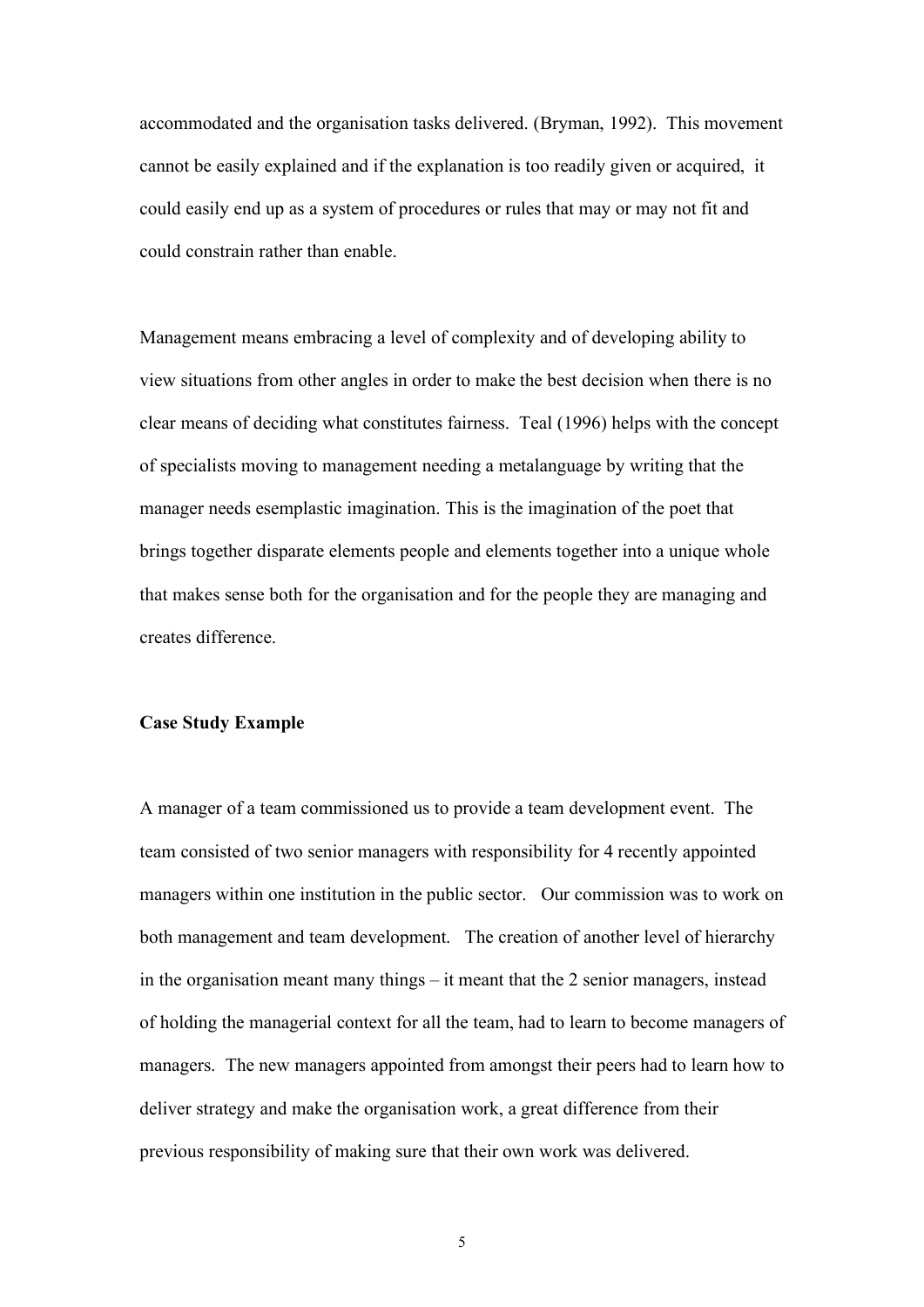accommodated and the organisation tasks delivered. (Bryman, 1992). This movement cannot be easily explained and if the explanation is too readily given or acquired, it could easily end up as a system of procedures or rules that may or may not fit and could constrain rather than enable.

Management means embracing a level of complexity and of developing ability to view situations from other angles in order to make the best decision when there is no clear means of deciding what constitutes fairness. Teal (1996) helps with the concept of specialists moving to management needing a metalanguage by writing that the manager needs esemplastic imagination. This is the imagination of the poet that brings together disparate elements people and elements together into a unique whole that makes sense both for the organisation and for the people they are managing and creates difference.

**Case Study Example**

A manager of a team commissioned us to provide a team development event. The team consisted of two senior managers with responsibility for 4 recently appointed managers within one institution in the public sector. Our commission was to work on both management and team development. The creation of another level of hierarchy in the organisation meant many things – it meant that the 2 senior managers, instead of holding the managerial context for all the team, had to learn to become managers of managers. The new managers appointed from amongst their peers had to learn how to deliver strategy and make the organisation work, a great difference from their previous responsibility of making sure that their own work was delivered.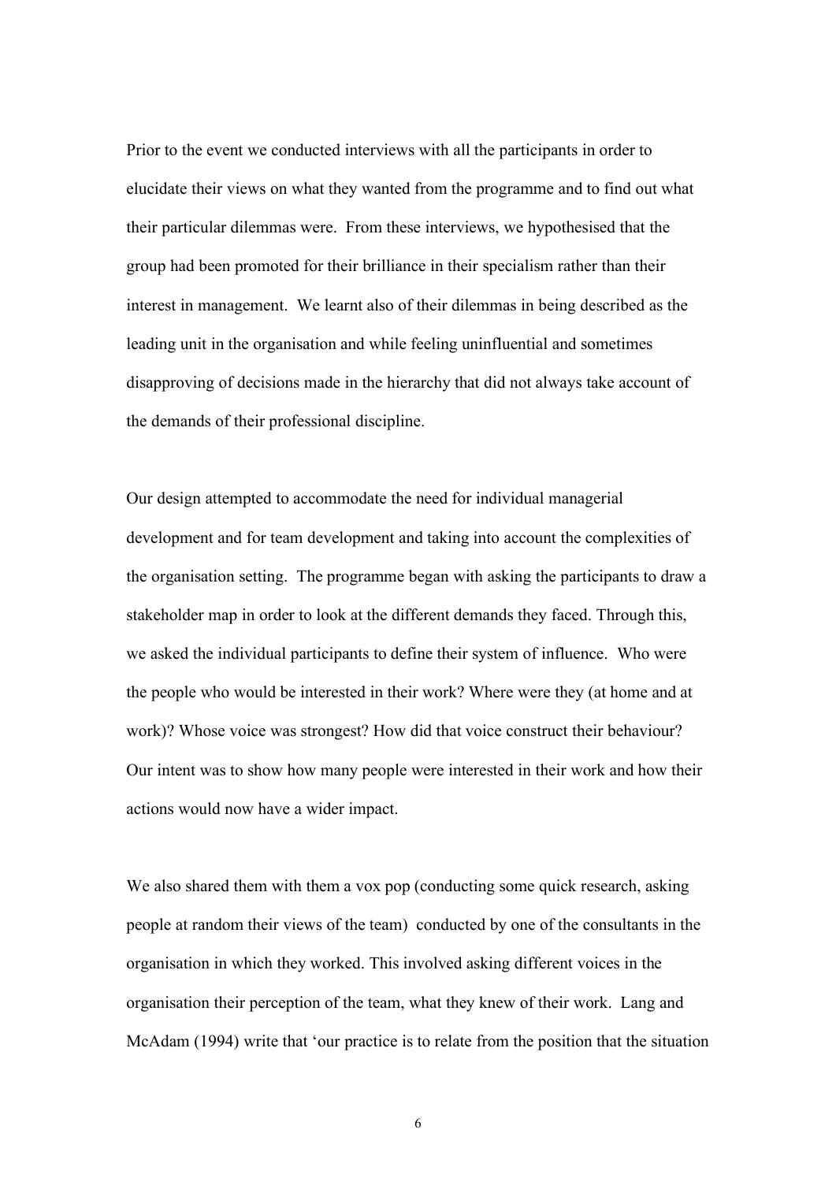Prior to the event we conducted interviews with all the participants in order to elucidate their views on what they wanted from the programme and to find out what their particular dilemmas were. From these interviews, we hypothesised that the group had been promoted for their brilliance in their specialism rather than their interest in management. We learnt also of their dilemmas in being described as the leading unit in the organisation and while feeling uninfluential and sometimes disapproving of decisions made in the hierarchy that did not always take account of the demands of their professional discipline.

Our design attempted to accommodate the need for individual managerial development and for team development and taking into account the complexities of the organisation setting. The programme began with asking the participants to draw a stakeholder map in order to look at the different demands they faced. Through this, we asked the individual participants to define their system of influence. Who were the people who would be interested in their work? Where were they (at home and at work)? Whose voice was strongest? How did that voice construct their behaviour? Our intent was to show how many people were interested in their work and how their actions would now have a wider impact.

We also shared them with them a vox pop (conducting some quick research, asking people at random their views of the team) conducted by one of the consultants in the organisation in which they worked. This involved asking different voices in the organisation their perception of the team, what they knew of their work. Lang and McAdam (1994) write that 'our practice is to relate from the position that the situation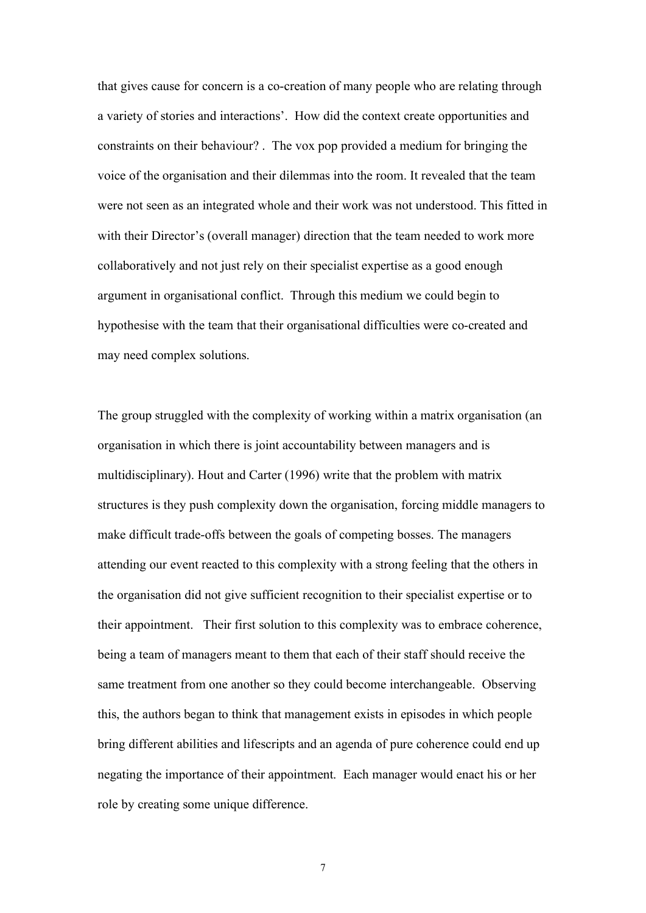that gives cause for concern is a co-creation of many people who are relating through a variety of stories and interactions'. How did the context create opportunities and constraints on their behaviour? . The vox pop provided a medium for bringing the voice of the organisation and their dilemmas into the room. It revealed that the team were not seen as an integrated whole and their work was not understood. This fitted in with their Director's (overall manager) direction that the team needed to work more collaboratively and not just rely on their specialist expertise as a good enough argument in organisational conflict. Through this medium we could begin to hypothesise with the team that their organisational difficulties were co-created and may need complex solutions.

The group struggled with the complexity of working within a matrix organisation (an organisation in which there is joint accountability between managers and is multidisciplinary). Hout and Carter (1996) write that the problem with matrix structures is they push complexity down the organisation, forcing middle managers to make difficult trade-offs between the goals of competing bosses. The managers attending our event reacted to this complexity with a strong feeling that the others in the organisation did not give sufficient recognition to their specialist expertise or to their appointment. Their first solution to this complexity was to embrace coherence, being a team of managers meant to them that each of their staff should receive the same treatment from one another so they could become interchangeable. Observing this, the authors began to think that management exists in episodes in which people bring different abilities and lifescripts and an agenda of pure coherence could end up negating the importance of their appointment. Each manager would enact his or her role by creating some unique difference.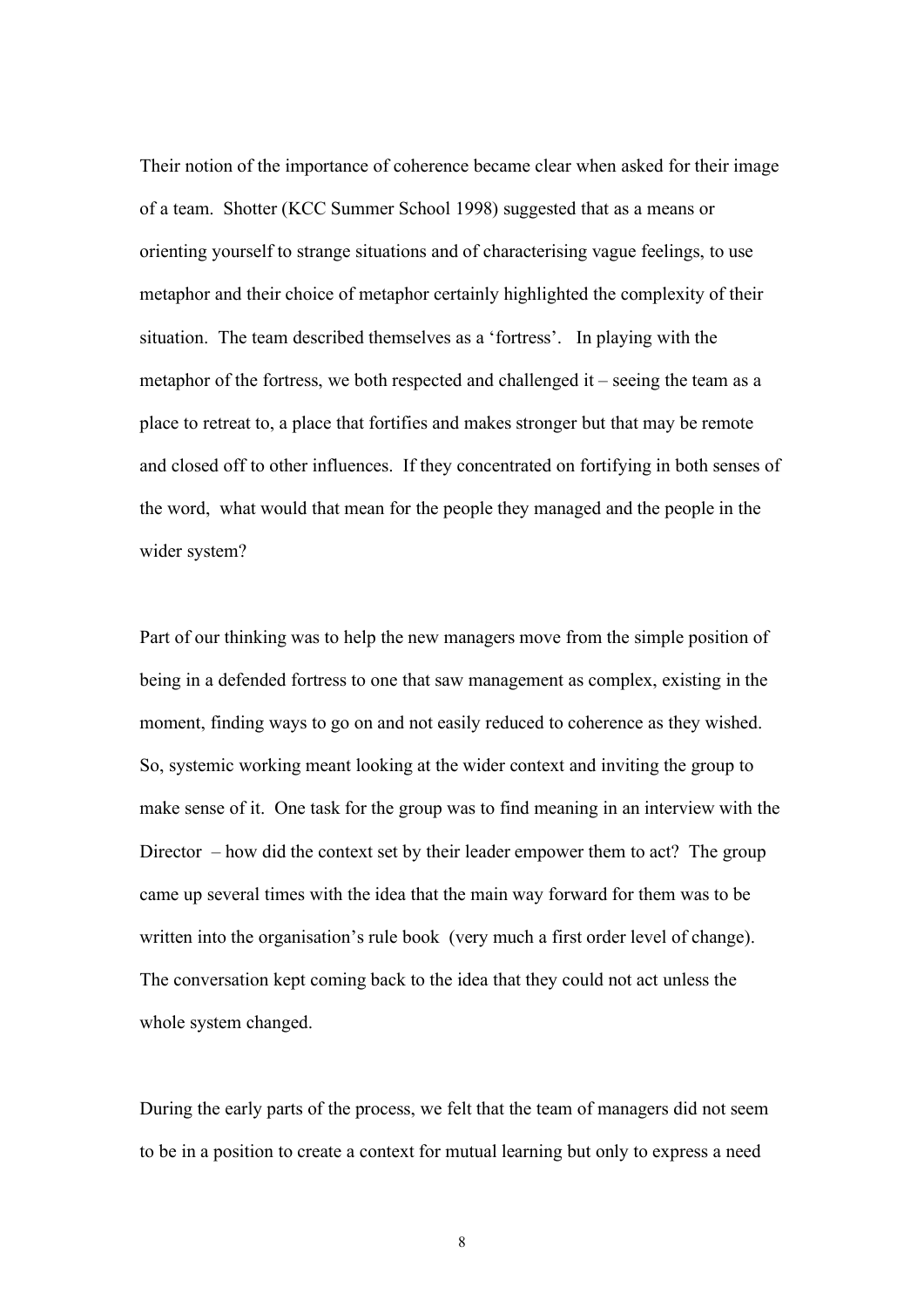Their notion of the importance of coherence became clear when asked for their image of a team. Shotter (KCC Summer School 1998) suggested that as a means or orienting yourself to strange situations and of characterising vague feelings, to use metaphor and their choice of metaphor certainly highlighted the complexity of their situation. The team described themselves as a 'fortress'. In playing with the metaphor of the fortress, we both respected and challenged it – seeing the team as a place to retreat to, a place that fortifies and makes stronger but that may be remote and closed off to other influences. If they concentrated on fortifying in both senses of the word, what would that mean for the people they managed and the people in the wider system?

Part of our thinking was to help the new managers move from the simple position of being in a defended fortress to one that saw management as complex, existing in the moment, finding ways to go on and not easily reduced to coherence as they wished. So, systemic working meant looking at the wider context and inviting the group to make sense of it. One task for the group was to find meaning in an interview with the Director – how did the context set by their leader empower them to act? The group came up several times with the idea that the main way forward for them was to be written into the organisation's rule book (very much a first order level of change). The conversation kept coming back to the idea that they could not act unless the whole system changed.

During the early parts of the process, we felt that the team of managers did not seem to be in a position to create a context for mutual learning but only to express a need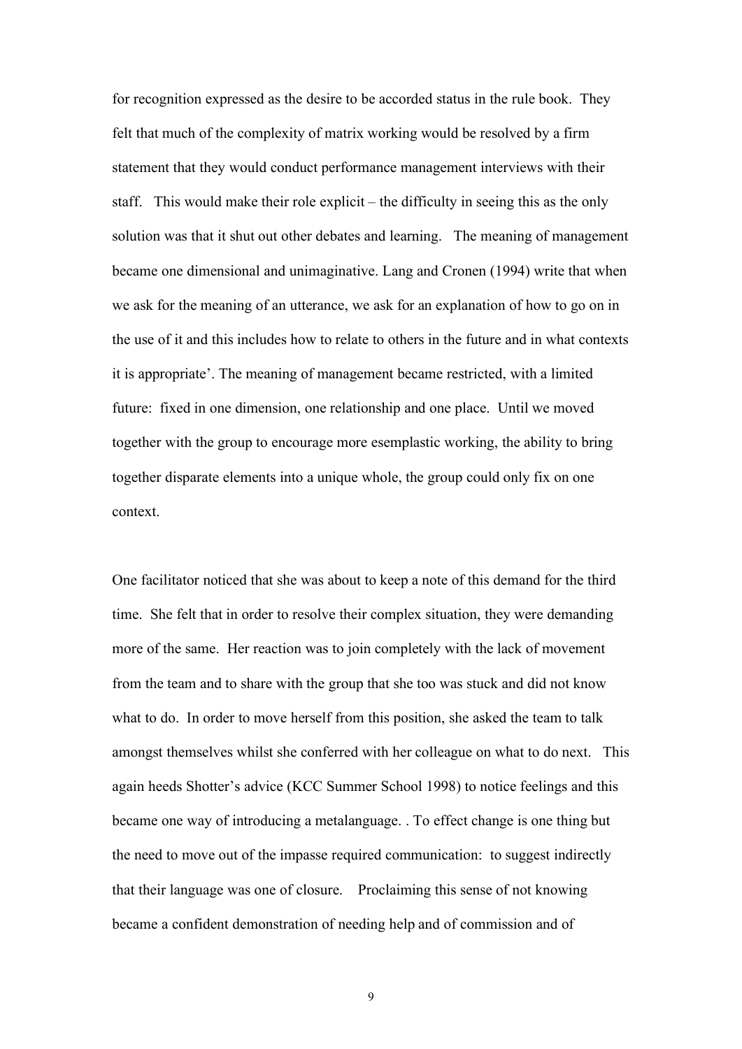for recognition expressed as the desire to be accorded status in the rule book. They felt that much of the complexity of matrix working would be resolved by a firm statement that they would conduct performance management interviews with their staff. This would make their role explicit – the difficulty in seeing this as the only solution was that it shut out other debates and learning. The meaning of management became one dimensional and unimaginative. Lang and Cronen (1994) write that when we ask for the meaning of an utterance, we ask for an explanation of how to go on in the use of it and this includes how to relate to others in the future and in what contexts it is appropriate'. The meaning of management became restricted, with a limited future: fixed in one dimension, one relationship and one place. Until we moved together with the group to encourage more esemplastic working, the ability to bring together disparate elements into a unique whole, the group could only fix on one context.

One facilitator noticed that she was about to keep a note of this demand for the third time. She felt that in order to resolve their complex situation, they were demanding more of the same. Her reaction was to join completely with the lack of movement from the team and to share with the group that she too was stuck and did not know what to do. In order to move herself from this position, she asked the team to talk amongst themselves whilst she conferred with her colleague on what to do next. This again heeds Shotter's advice (KCC Summer School 1998) to notice feelings and this became one way of introducing a metalanguage. . To effect change is one thing but the need to move out of the impasse required communication: to suggest indirectly that their language was one of closure. Proclaiming this sense of not knowing became a confident demonstration of needing help and of commission and of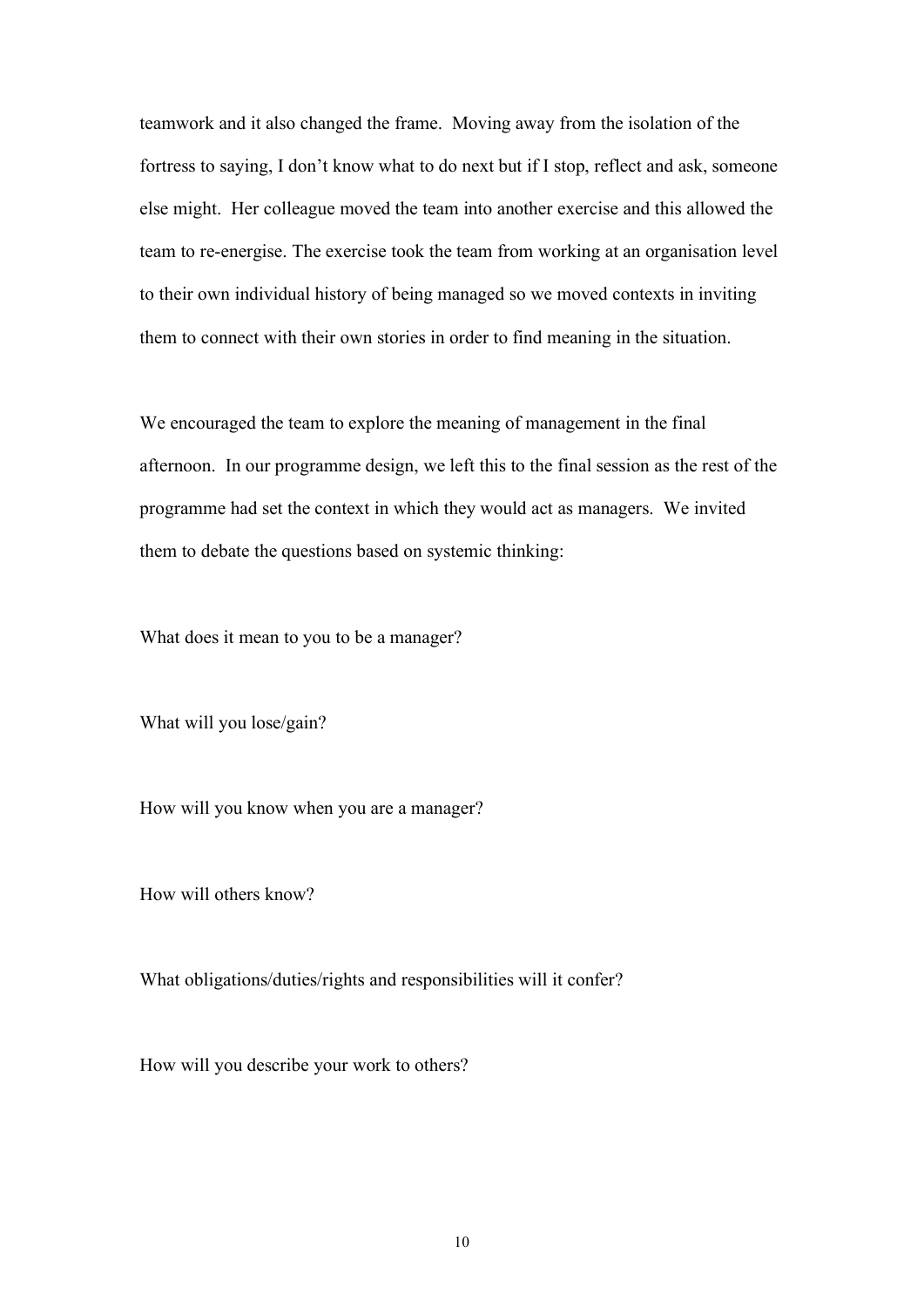teamwork and it also changed the frame. Moving away from the isolation of the fortress to saying, I don't know what to do next but if I stop, reflect and ask, someone else might. Her colleague moved the team into another exercise and this allowed the team to re-energise. The exercise took the team from working at an organisation level to their own individual history of being managed so we moved contexts in inviting them to connect with their own stories in order to find meaning in the situation.

We encouraged the team to explore the meaning of management in the final afternoon. In our programme design, we left this to the final session as the rest of the programme had set the context in which they would act as managers. We invited them to debate the questions based on systemic thinking:

What does it mean to you to be a manager?

What will you lose/gain?

How will you know when you are a manager?

How will others know?

What obligations/duties/rights and responsibilities will it confer?

How will you describe your work to others?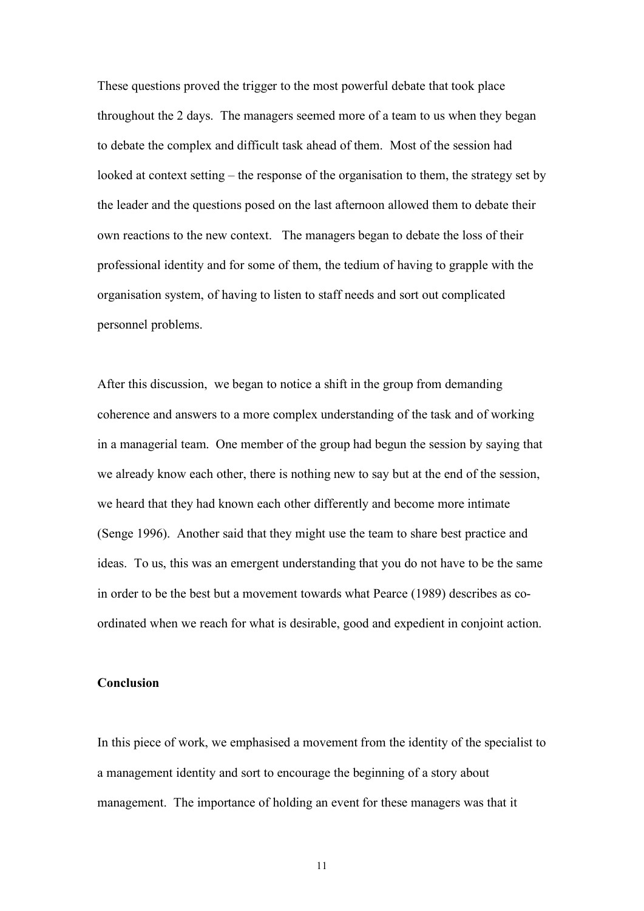These questions proved the trigger to the most powerful debate that took place throughout the 2 days. The managers seemed more of a team to us when they began to debate the complex and difficult task ahead of them. Most of the session had looked at context setting – the response of the organisation to them, the strategy set by the leader and the questions posed on the last afternoon allowed them to debate their own reactions to the new context. The managers began to debate the loss of their professional identity and for some of them, the tedium of having to grapple with the organisation system, of having to listen to staff needs and sort out complicated personnel problems.

After this discussion, we began to notice a shift in the group from demanding coherence and answers to a more complex understanding of the task and of working in a managerial team. One member of the group had begun the session by saying that we already know each other, there is nothing new to say but at the end of the session, we heard that they had known each other differently and become more intimate (Senge 1996). Another said that they might use the team to share best practice and ideas. To us, this was an emergent understanding that you do not have to be the same in order to be the best but a movement towards what Pearce (1989) describes as co-ordinated when we reach for what is desirable, good and expedient in conjoint action.

**Conclusion**

In this piece of work, we emphasised a movement from the identity of the specialist to a management identity and sort to encourage the beginning of a story about management. The importance of holding an event for these managers was that it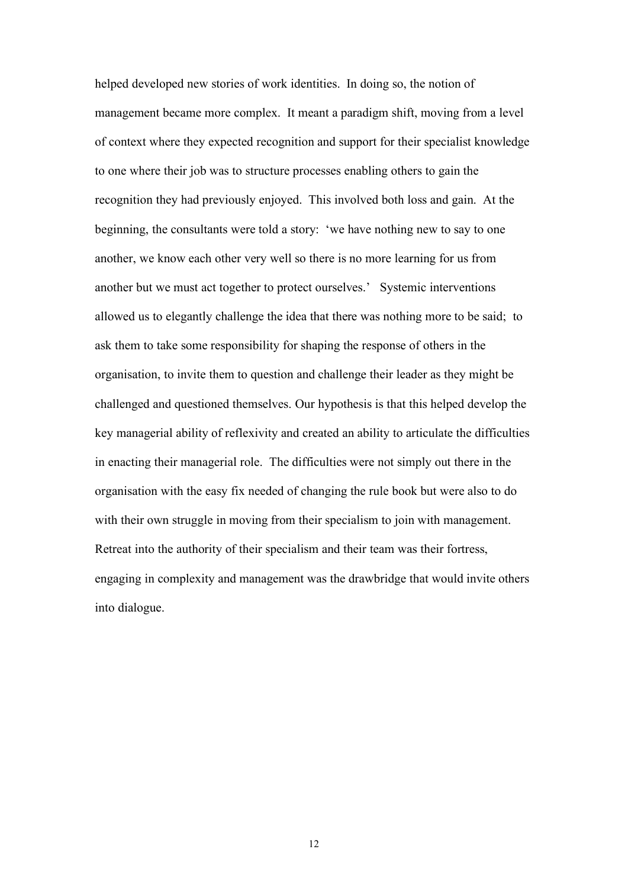helped developed new stories of work identities. In doing so, the notion of management became more complex. It meant a paradigm shift, moving from a level of context where they expected recognition and support for their specialist knowledge to one where their job was to structure processes enabling others to gain the recognition they had previously enjoyed. This involved both loss and gain. At the beginning, the consultants were told a story: 'we have nothing new to say to one another, we know each other very well so there is no more learning for us from another but we must act together to protect ourselves.' Systemic interventions allowed us to elegantly challenge the idea that there was nothing more to be said; to ask them to take some responsibility for shaping the response of others in the organisation, to invite them to question and challenge their leader as they might be challenged and questioned themselves. Our hypothesis is that this helped develop the key managerial ability of reflexivity and created an ability to articulate the difficulties in enacting their managerial role. The difficulties were not simply out there in the organisation with the easy fix needed of changing the rule book but were also to do with their own struggle in moving from their specialism to join with management. Retreat into the authority of their specialism and their team was their fortress, engaging in complexity and management was the drawbridge that would invite others into dialogue.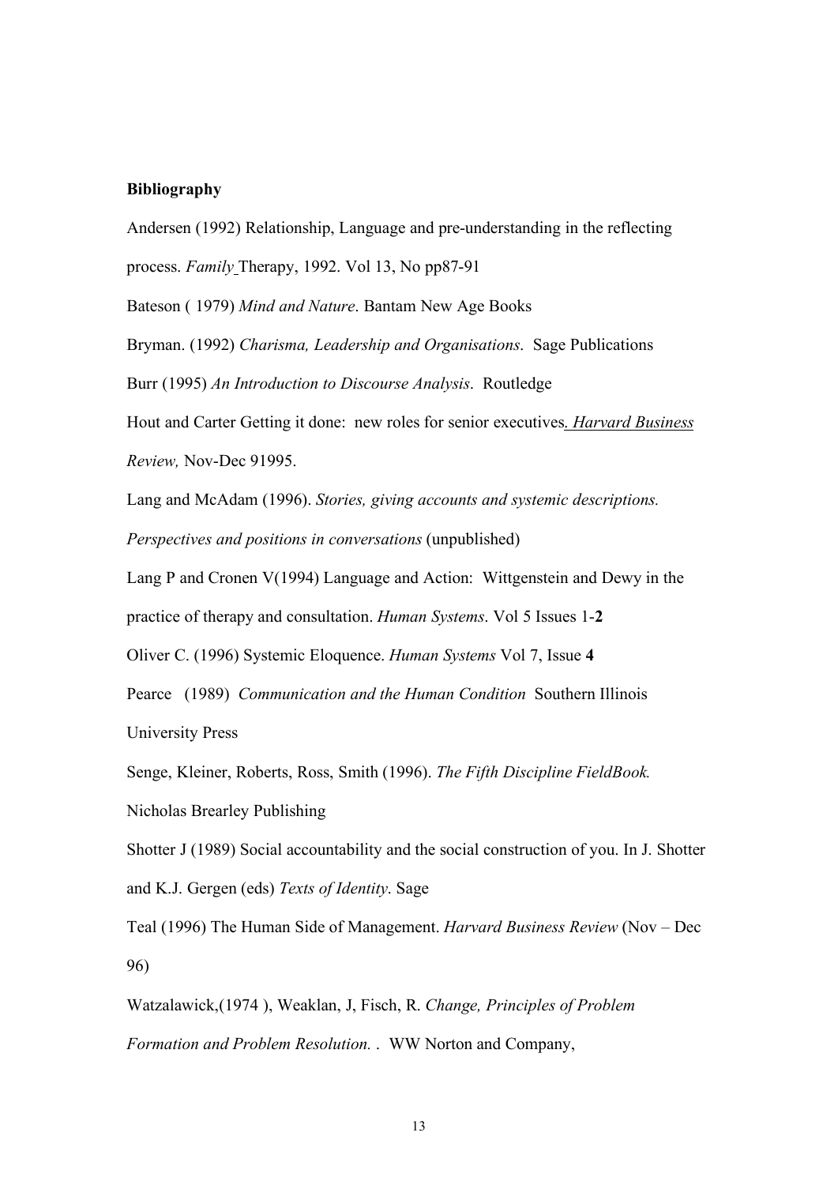**Bibliography**

Andersen (1992) Relationship, Language and pre-understanding in the reflecting process. *Family* Therapy, 1992. Vol 13, No pp87-91

Bateson ( 1979) *Mind and Nature*. Bantam New Age Books

Bryman. (1992) *Charisma, Leadership and Organisations*. Sage Publications

Burr (1995) *An Introduction to Discourse Analysis*. Routledge

Hout and Carter Getting it done: new roles for senior executives*. Harvard Business Review,* Nov-Dec 91995.

Lang and McAdam (1996). *Stories, giving accounts and systemic descriptions. Perspectives and positions in conversations* (unpublished)

Lang P and Cronen V(1994) Language and Action: Wittgenstein and Dewy in the practice of therapy and consultation. *Human Systems*. Vol 5 Issues 1-**2**

Oliver C. (1996) Systemic Eloquence. *Human Systems* Vol 7, Issue **4**

Pearce (1989) *Communication and the Human Condition* Southern Illinois University Press

Senge, Kleiner, Roberts, Ross, Smith (1996). *The Fifth Discipline FieldBook.* Nicholas Brearley Publishing

Shotter J (1989) Social accountability and the social construction of you. In J. Shotter and K.J. Gergen (eds) *Texts of Identity*. Sage

Teal (1996) The Human Side of Management. *Harvard Business Review* (Nov – Dec 96)

Watzalawick,(1974 ), Weaklan, J, Fisch, R. *Change, Principles of Problem Formation and Problem Resolution.* . WW Norton and Company,